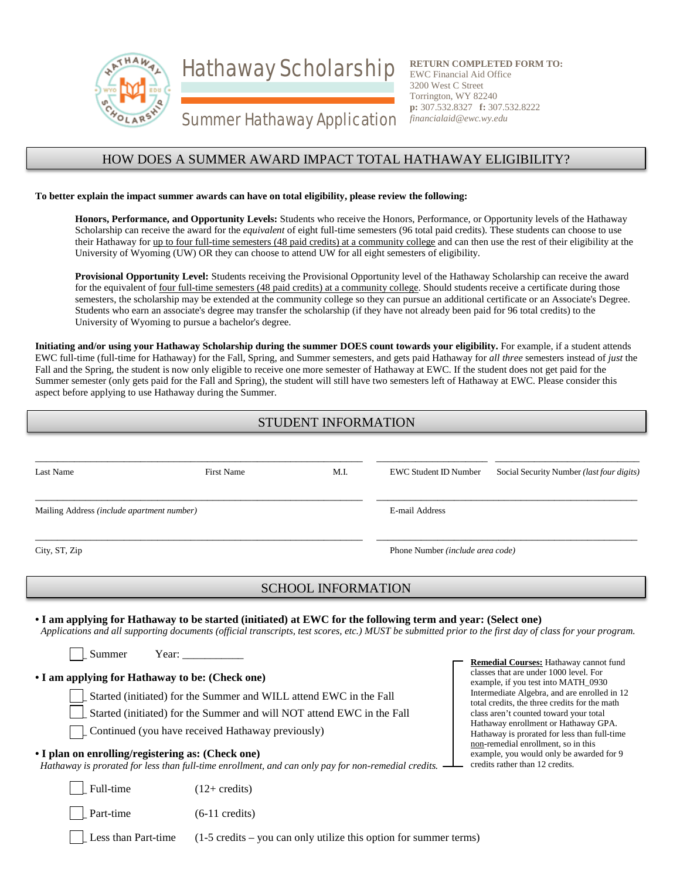# Hathaway Scholarship

## Summer Hathaway Application

**RETURN COMPLETED FORM TO:**
EWC Financial Aid Office
3200 West C Street
Torrington, WY 82240
**p:** 307.532.8327 **f:** 307.532.8222
*financialaid@ewc.wy.edu*

## HOW DOES A SUMMER AWARD IMPACT TOTAL HATHAWAY ELIGIBILITY?

**To better explain the impact summer awards can have on total eligibility, please review the following:**

**Honors, Performance, and Opportunity Levels:** Students who receive the Honors, Performance, or Opportunity levels of the Hathaway Scholarship can receive the award for the *equivalent* of eight full-time semesters (96 total paid credits). These students can choose to use their Hathaway for up to four full-time semesters (48 paid credits) at a community college and can then use the rest of their eligibility at the University of Wyoming (UW) OR they can choose to attend UW for all eight semesters of eligibility.

**Provisional Opportunity Level:** Students receiving the Provisional Opportunity level of the Hathaway Scholarship can receive the award for the equivalent of four full-time semesters (48 paid credits) at a community college. Should students receive a certificate during those semesters, the scholarship may be extended at the community college so they can pursue an additional certificate or an Associate's Degree. Students who earn an associate's degree may transfer the scholarship (if they have not already been paid for 96 total credits) to the University of Wyoming to pursue a bachelor's degree.

**Initiating and/or using your Hathaway Scholarship during the summer DOES count towards your eligibility.** For example, if a student attends EWC full-time (full-time for Hathaway) for the Fall, Spring, and Summer semesters, and gets paid Hathaway for *all three* semesters instead of *just* the Fall and the Spring, the student is now only eligible to receive one more semester of Hathaway at EWC. If the student does not get paid for the Summer semester (only gets paid for the Fall and Spring), the student will still have two semesters left of Hathaway at EWC. Please consider this aspect before applying to use Hathaway during the Summer.

## STUDENT INFORMATION

Last Name ______ First Name ______ M.I. ______ EWC Student ID Number ______ Social Security Number *(last four digits)* ______

Mailing Address *(include apartment number)* ______ E-mail Address ______

City, ST, Zip ______ Phone Number *(include area code)* ______

## SCHOOL INFORMATION

- **I am applying for Hathaway to be started (initiated) at EWC for the following term and year: (Select one)**
  *Applications and all supporting documents (official transcripts, test scores, etc.) MUST be submitted prior to the first day of class for your program.*

  ☐ Summer Year: ___________

- **I am applying for Hathaway to be: (Check one)**

  ☐ Started (initiated) for the Summer and WILL attend EWC in the Fall
  ☐ Started (initiated) for the Summer and will NOT attend EWC in the Fall
  ☐ Continued (you have received Hathaway previously)

- **I plan on enrolling/registering as: (Check one)**
  *Hathaway is prorated for less than full-time enrollment, and can only pay for non-remedial credits.*

  ☐ Full-time (12+ credits)
  ☐ Part-time (6-11 credits)
  ☐ Less than Part-time (1-5 credits – you can only utilize this option for summer terms)

**Remedial Courses:** Hathaway cannot fund classes that are under 1000 level. For example, if you test into MATH_0930 Intermediate Algebra, and are enrolled in 12 total credits, the three credits for the math class aren't counted toward your total Hathaway enrollment or Hathaway GPA. Hathaway is prorated for less than full-time non-remedial enrollment, so in this example, you would only be awarded for 9 credits rather than 12 credits.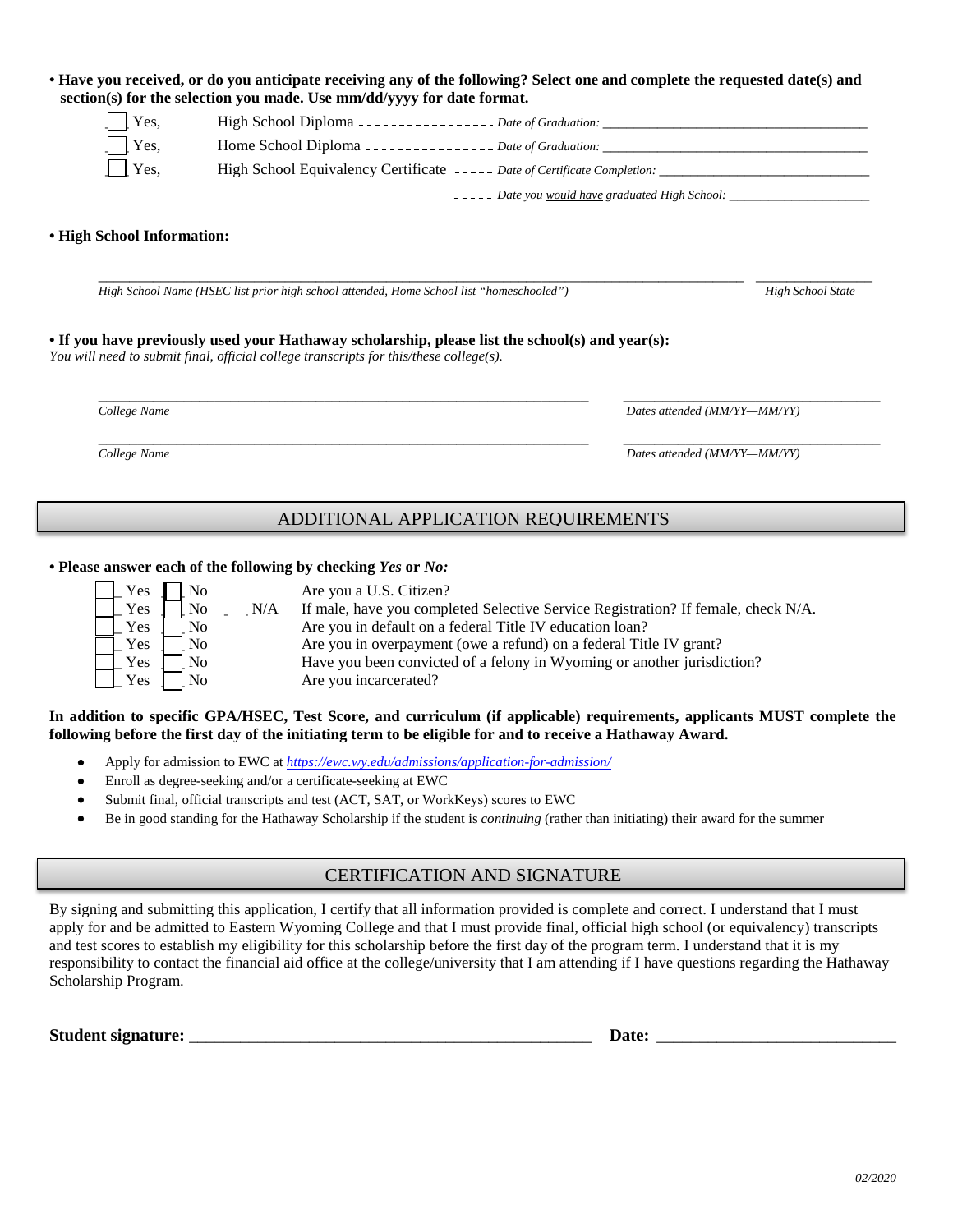- **Have you received, or do you anticipate receiving any of the following? Select one and complete the requested date(s) and section(s) for the selection you made. Use mm/dd/yyyy for date format.**

☐ Yes, High School Diploma ------------------ *Date of Graduation:* ______________________________

☐ Yes, Home School Diploma ---------------- *Date of Graduation:* ______________________________

☐ Yes, High School Equivalency Certificate ----- *Date of Certificate Completion:* ______________________

----- *Date you would have graduated High School:* __________________

- **High School Information:**

_______________________________________________ ______________

*High School Name (HSEC list prior high school attended, Home School list "homeschooled")* *High School State*

- **If you have previously used your Hathaway scholarship, please list the school(s) and year(s):**

*You will need to submit final, official college transcripts for this/these college(s).*

_______________________________________ ______________________

*College Name* *Dates attended (MM/YY—MM/YY)*

_______________________________________ ______________________

*College Name* *Dates attended (MM/YY—MM/YY)*

## ADDITIONAL APPLICATION REQUIREMENTS

- **Please answer each of the following by checking *Yes* or *No:***

☐ Yes ☐ No Are you a U.S. Citizen?

☐ Yes ☐ No ☐ N/A If male, have you completed Selective Service Registration? If female, check N/A.

☐ Yes ☐ No Are you in default on a federal Title IV education loan?

☐ Yes ☐ No Are you in overpayment (owe a refund) on a federal Title IV grant?

☐ Yes ☐ No Have you been convicted of a felony in Wyoming or another jurisdiction?

☐ Yes ☐ No Are you incarcerated?

**In addition to specific GPA/HSEC, Test Score, and curriculum (if applicable) requirements, applicants MUST complete the following before the first day of the initiating term to be eligible for and to receive a Hathaway Award.**

- Apply for admission to EWC at *https://ewc.wy.edu/admissions/application-for-admission/*
- Enroll as degree-seeking and/or a certificate-seeking at EWC
- Submit final, official transcripts and test (ACT, SAT, or WorkKeys) scores to EWC
- Be in good standing for the Hathaway Scholarship if the student is *continuing* (rather than initiating) their award for the summer

## CERTIFICATION AND SIGNATURE

By signing and submitting this application, I certify that all information provided is complete and correct. I understand that I must apply for and be admitted to Eastern Wyoming College and that I must provide final, official high school (or equivalency) transcripts and test scores to establish my eligibility for this scholarship before the first day of the program term. I understand that it is my responsibility to contact the financial aid office at the college/university that I am attending if I have questions regarding the Hathaway Scholarship Program.

**Student signature:** ________________________________________ **Date:** ______________________

*02/2020*